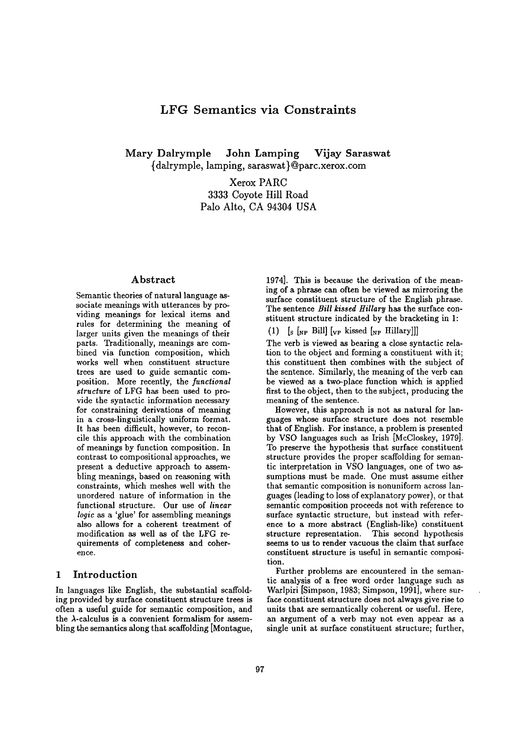# LFG Semantics via Constraints

**Mary Dalrymple John Lamping Vijay Saraswat**
{dalrymple, lamping, saraswat}@parc.xerox.com

Xerox PARC
3333 Coyote Hill Road
Palo Alto, CA 94304 USA

## Abstract

Semantic theories of natural language associate meanings with utterances by providing meanings for lexical items and rules for determining the meaning of larger units given the meanings of their parts. Traditionally, meanings are combined via function composition, which works well when constituent structure trees are used to guide semantic composition. More recently, the *functional structure* of LFG has been used to provide the syntactic information necessary for constraining derivations of meaning in a cross-linguistically uniform format. It has been difficult, however, to reconcile this approach with the combination of meanings by function composition. In contrast to compositional approaches, we present a deductive approach to assembling meanings, based on reasoning with constraints, which meshes well with the unordered nature of information in the functional structure. Our use of *linear logic* as a 'glue' for assembling meanings also allows for a coherent treatment of modification as well as of the LFG requirements of completeness and coherence.

## 1 Introduction

In languages like English, the substantial scaffolding provided by surface constituent structure trees is often a useful guide for semantic composition, and the $\lambda$-calculus is a convenient formalism for assembling the semantics along that scaffolding [Montague, 1974]. This is because the derivation of the meaning of a phrase can often be viewed as mirroring the surface constituent structure of the English phrase. The sentence ***Bill kissed Hillary*** has the surface constituent structure indicated by the bracketing in 1:

(1) $[_S\ [_{NP}\ \text{Bill}]\ [_{VP}\ \text{kissed}\ [_{NP}\ \text{Hillary}]]]$

The verb is viewed as bearing a close syntactic relation to the object and forming a constituent with it; this constituent then combines with the subject of the sentence. Similarly, the meaning of the verb can be viewed as a two-place function which is applied first to the object, then to the subject, producing the meaning of the sentence.

However, this approach is not as natural for languages whose surface structure does not resemble that of English. For instance, a problem is presented by VSO languages such as Irish [McCloskey, 1979]. To preserve the hypothesis that surface constituent structure provides the proper scaffolding for semantic interpretation in VSO languages, one of two assumptions must be made. One must assume either that semantic composition is nonuniform across languages (leading to loss of explanatory power), or that semantic composition proceeds not with reference to surface syntactic structure, but instead with reference to a more abstract (English-like) constituent structure representation. This second hypothesis seems to us to render vacuous the claim that surface constituent structure is useful in semantic composition.

Further problems are encountered in the semantic analysis of a free word order language such as Warlpiri [Simpson, 1983; Simpson, 1991], where surface constituent structure does not always give rise to units that are semantically coherent or useful. Here, an argument of a verb may not even appear as a single unit at surface constituent structure; further,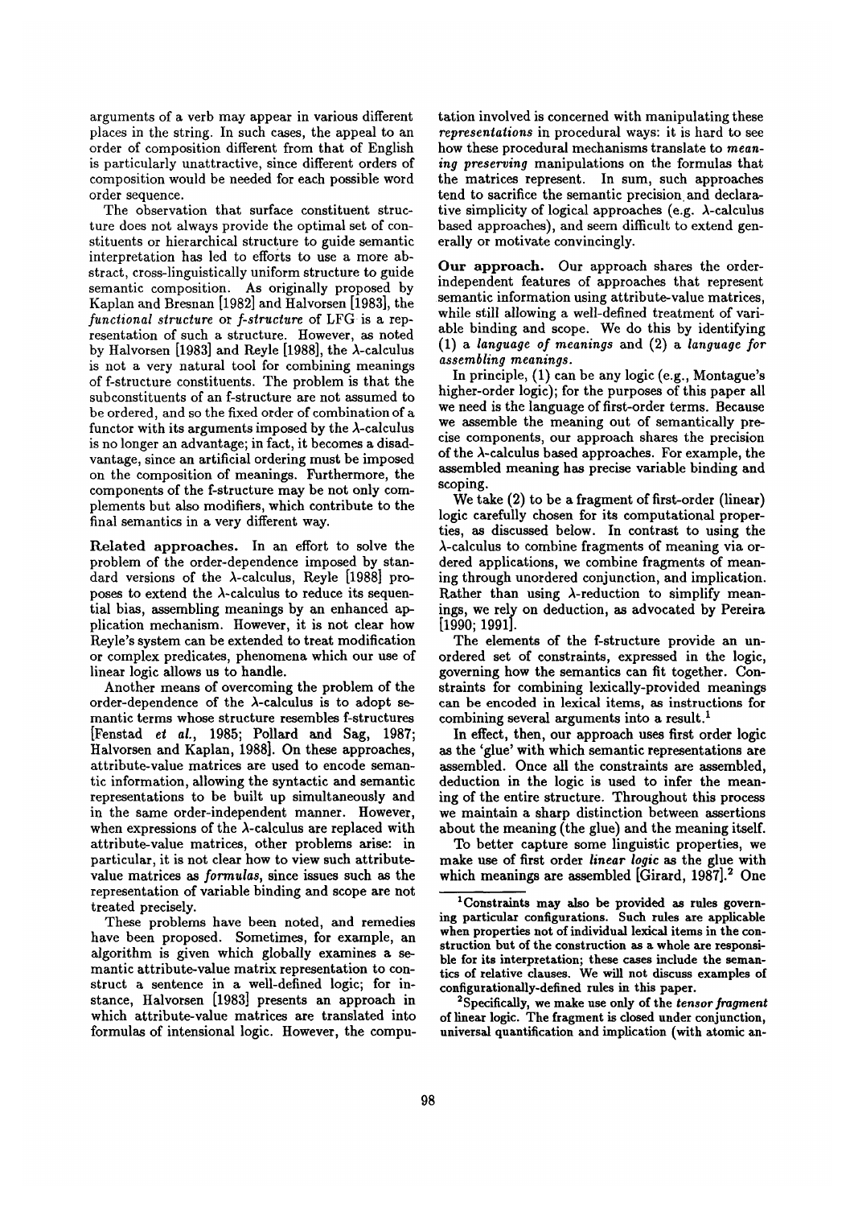arguments of a verb may appear in various different places in the string. In such cases, the appeal to an order of composition different from that of English is particularly unattractive, since different orders of composition would be needed for each possible word order sequence.

The observation that surface constituent structure does not always provide the optimal set of constituents or hierarchical structure to guide semantic interpretation has led to efforts to use a more abstract, cross-linguistically uniform structure to guide semantic composition. As originally proposed by Kaplan and Bresnan [1982] and Halvorsen [1983], the *functional structure* or *f-structure* of LFG is a representation of such a structure. However, as noted by Halvorsen [1983] and Reyle [1988], the $\lambda$-calculus is not a very natural tool for combining meanings of f-structure constituents. The problem is that the subconstituents of an f-structure are not assumed to be ordered, and so the fixed order of combination of a functor with its arguments imposed by the $\lambda$-calculus is no longer an advantage; in fact, it becomes a disadvantage, since an artificial ordering must be imposed on the composition of meanings. Furthermore, the components of the f-structure may be not only complements but also modifiers, which contribute to the final semantics in a very different way.

**Related approaches.** In an effort to solve the problem of the order-dependence imposed by standard versions of the $\lambda$-calculus, Reyle [1988] proposes to extend the $\lambda$-calculus to reduce its sequential bias, assembling meanings by an enhanced application mechanism. However, it is not clear how Reyle's system can be extended to treat modification or complex predicates, phenomena which our use of linear logic allows us to handle.

Another means of overcoming the problem of the order-dependence of the $\lambda$-calculus is to adopt semantic terms whose structure resembles f-structures [Fenstad *et al.*, 1985; Pollard and Sag, 1987; Halvorsen and Kaplan, 1988]. On these approaches, attribute-value matrices are used to encode semantic information, allowing the syntactic and semantic representations to be built up simultaneously and in the same order-independent manner. However, when expressions of the $\lambda$-calculus are replaced with attribute-value matrices, other problems arise: in particular, it is not clear how to view such attribute-value matrices as *formulas*, since issues such as the representation of variable binding and scope are not treated precisely.

These problems have been noted, and remedies have been proposed. Sometimes, for example, an algorithm is given which globally examines a semantic attribute-value matrix representation to construct a sentence in a well-defined logic; for instance, Halvorsen [1983] presents an approach in which attribute-value matrices are translated into formulas of intensional logic. However, the computation involved is concerned with manipulating these *representations* in procedural ways: it is hard to see how these procedural mechanisms translate to *meaning preserving* manipulations on the formulas that the matrices represent. In sum, such approaches tend to sacrifice the semantic precision and declarative simplicity of logical approaches (e.g. $\lambda$-calculus based approaches), and seem difficult to extend generally or motivate convincingly.

**Our approach.** Our approach shares the order-independent features of approaches that represent semantic information using attribute-value matrices, while still allowing a well-defined treatment of variable binding and scope. We do this by identifying (1) a *language of meanings* and (2) a *language for assembling meanings*.

In principle, (1) can be any logic (e.g., Montague's higher-order logic); for the purposes of this paper all we need is the language of first-order terms. Because we assemble the meaning out of semantically precise components, our approach shares the precision of the $\lambda$-calculus based approaches. For example, the assembled meaning has precise variable binding and scoping.

We take (2) to be a fragment of first-order (linear) logic carefully chosen for its computational properties, as discussed below. In contrast to using the $\lambda$-calculus to combine fragments of meaning via ordered applications, we combine fragments of meaning through unordered conjunction, and implication. Rather than using $\lambda$-reduction to simplify meanings, we rely on deduction, as advocated by Pereira [1990; 1991].

The elements of the f-structure provide an unordered set of constraints, expressed in the logic, governing how the semantics can fit together. Constraints for combining lexically-provided meanings can be encoded in lexical items, as instructions for combining several arguments into a result.[1]

In effect, then, our approach uses first order logic as the 'glue' with which semantic representations are assembled. Once all the constraints are assembled, deduction in the logic is used to infer the meaning of the entire structure. Throughout this process we maintain a sharp distinction between assertions about the meaning (the glue) and the meaning itself.

To better capture some linguistic properties, we make use of first order *linear logic* as the glue with which meanings are assembled [Girard, 1987].[2] One

[1] Constraints may also be provided as rules governing particular configurations. Such rules are applicable when properties not of individual lexical items in the construction but of the construction as a whole are responsible for its interpretation; these cases include the semantics of relative clauses. We will not discuss examples of configurationally-defined rules in this paper.

[2] Specifically, we make use only of the *tensor fragment* of linear logic. The fragment is closed under conjunction, universal quantification and implication (with atomic an-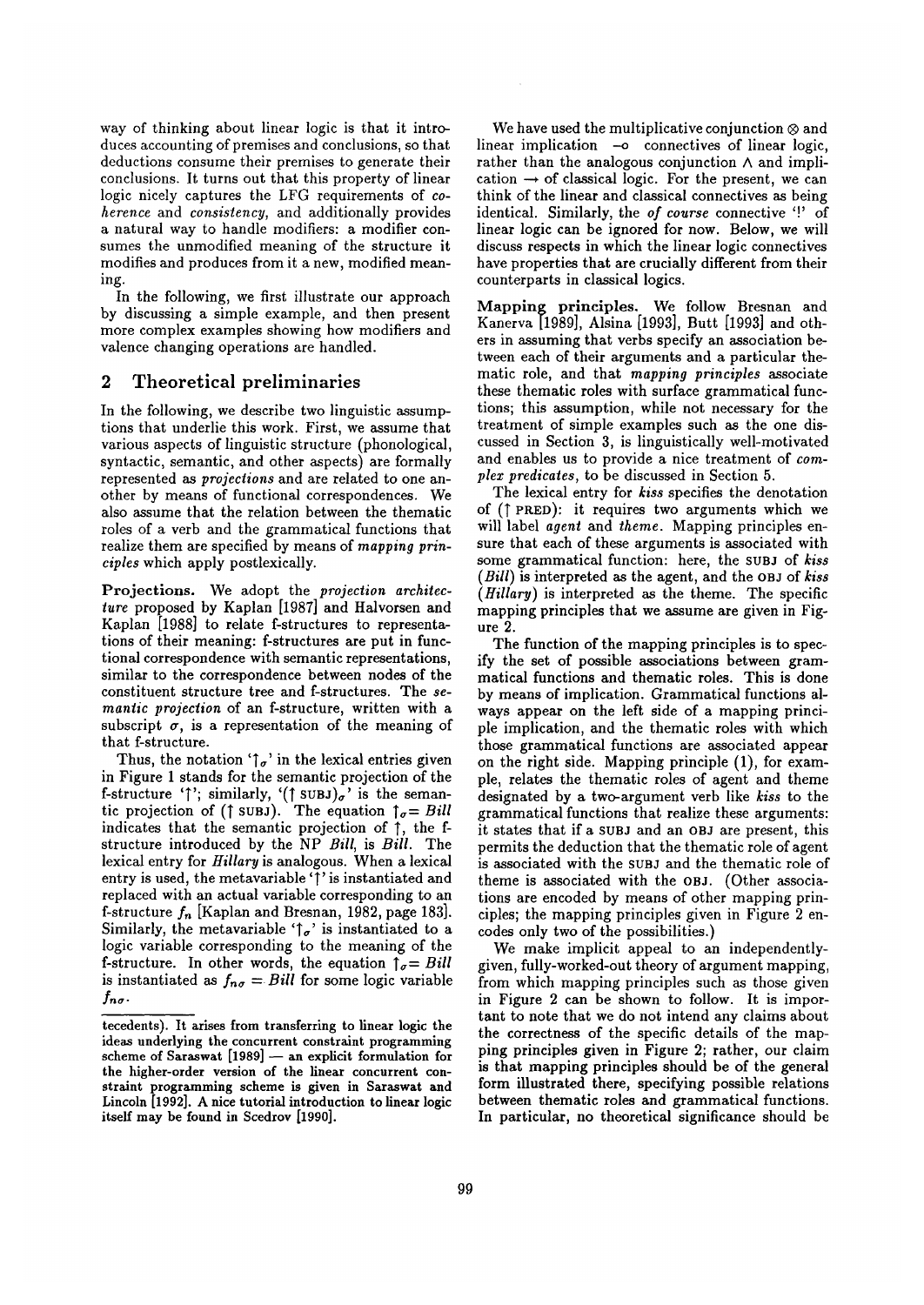way of thinking about linear logic is that it introduces accounting of premises and conclusions, so that deductions consume their premises to generate their conclusions. It turns out that this property of linear logic nicely captures the LFG requirements of *coherence* and *consistency*, and additionally provides a natural way to handle modifiers: a modifier consumes the unmodified meaning of the structure it modifies and produces from it a new, modified meaning.

In the following, we first illustrate our approach by discussing a simple example, and then present more complex examples showing how modifiers and valence changing operations are handled.

## 2 Theoretical preliminaries

In the following, we describe two linguistic assumptions that underlie this work. First, we assume that various aspects of linguistic structure (phonological, syntactic, semantic, and other aspects) are formally represented as *projections* and are related to one another by means of functional correspondences. We also assume that the relation between the thematic roles of a verb and the grammatical functions that realize them are specified by means of *mapping principles* which apply postlexically.

**Projections.** We adopt the *projection architecture* proposed by Kaplan [1987] and Halvorsen and Kaplan [1988] to relate f-structures to representations of their meaning: f-structures are put in functional correspondence with semantic representations, similar to the correspondence between nodes of the constituent structure tree and f-structures. The *semantic projection* of an f-structure, written with a subscript $\sigma$, is a representation of the meaning of that f-structure.

Thus, the notation '$\uparrow_\sigma$' in the lexical entries given in Figure 1 stands for the semantic projection of the f-structure '$\uparrow$'; similarly, '$(\uparrow \text{SUBJ})_\sigma$' is the semantic projection of $(\uparrow \text{SUBJ})$. The equation $\uparrow_\sigma = \mathit{Bill}$ indicates that the semantic projection of $\uparrow$, the f-structure introduced by the NP *Bill*, is *Bill*. The lexical entry for *Hillary* is analogous. When a lexical entry is used, the metavariable '$\uparrow$' is instantiated and replaced with an actual variable corresponding to an f-structure $f_n$ [Kaplan and Bresnan, 1982, page 183]. Similarly, the metavariable '$\uparrow_\sigma$' is instantiated to a logic variable corresponding to the meaning of the f-structure. In other words, the equation $\uparrow_\sigma = \mathit{Bill}$ is instantiated as $f_{n\sigma} = \mathit{Bill}$ for some logic variable $f_{n\sigma}$.

tecedents). It arises from transferring to linear logic the ideas underlying the concurrent constraint programming scheme of Saraswat [1989] — an explicit formulation for the higher-order version of the linear concurrent constraint programming scheme is given in Saraswat and Lincoln [1992]. A nice tutorial introduction to linear logic itself may be found in Scedrov [1990].

We have used the multiplicative conjunction $\otimes$ and linear implication $\multimap$ connectives of linear logic, rather than the analogous conjunction $\wedge$ and implication $\rightarrow$ of classical logic. For the present, we can think of the linear and classical connectives as being identical. Similarly, the *of course* connective '!' of linear logic can be ignored for now. Below, we will discuss respects in which the linear logic connectives have properties that are crucially different from their counterparts in classical logics.

**Mapping principles.** We follow Bresnan and Kanerva [1989], Alsina [1993], Butt [1993] and others in assuming that verbs specify an association between each of their arguments and a particular thematic role, and that *mapping principles* associate these thematic roles with surface grammatical functions; this assumption, while not necessary for the treatment of simple examples such as the one discussed in Section 3, is linguistically well-motivated and enables us to provide a nice treatment of *complex predicates*, to be discussed in Section 5.

The lexical entry for *kiss* specifies the denotation of $(\uparrow \text{PRED})$: it requires two arguments which we will label *agent* and *theme*. Mapping principles ensure that each of these arguments is associated with some grammatical function: here, the SUBJ of *kiss* (*Bill*) is interpreted as the agent, and the OBJ of *kiss* (*Hillary*) is interpreted as the theme. The specific mapping principles that we assume are given in Figure 2.

The function of the mapping principles is to specify the set of possible associations between grammatical functions and thematic roles. This is done by means of implication. Grammatical functions always appear on the left side of a mapping principle implication, and the thematic roles with which those grammatical functions are associated appear on the right side. Mapping principle (1), for example, relates the thematic roles of agent and theme designated by a two-argument verb like *kiss* to the grammatical functions that realize these arguments: it states that if a SUBJ and an OBJ are present, this permits the deduction that the thematic role of agent is associated with the SUBJ and the thematic role of theme is associated with the OBJ. (Other associations are encoded by means of other mapping principles; the mapping principles given in Figure 2 encodes only two of the possibilities.)

We make implicit appeal to an independently-given, fully-worked-out theory of argument mapping, from which mapping principles such as those given in Figure 2 can be shown to follow. It is important to note that we do not intend any claims about the correctness of the specific details of the mapping principles given in Figure 2; rather, our claim is that mapping principles should be of the general form illustrated there, specifying possible relations between thematic roles and grammatical functions. In particular, no theoretical significance should be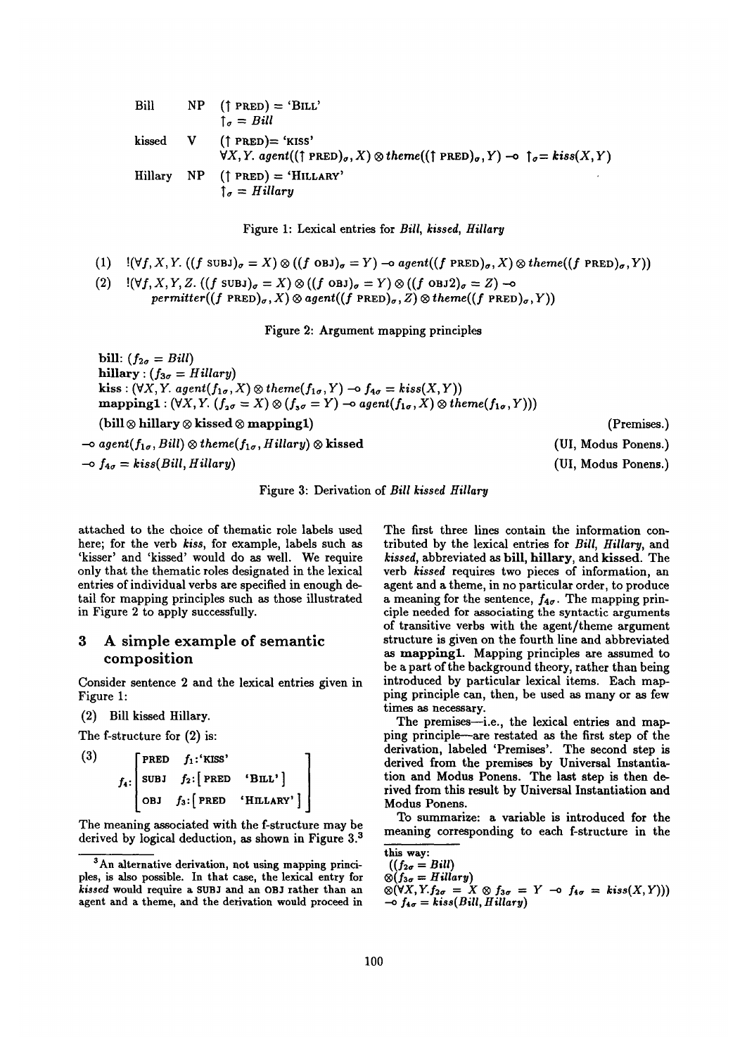| | | |
|---|---|---|
| Bill | NP | $(\uparrow \text{PRED}) = \text{'BILL'}$ <br> $\uparrow_\sigma = Bill$ |
| kissed | V | $(\uparrow \text{PRED}) = \text{'KISS'}$ <br> $\forall X, Y.\ agent((\uparrow \text{PRED})_\sigma, X) \otimes theme((\uparrow \text{PRED})_\sigma, Y) \multimap \uparrow_\sigma = kiss(X, Y)$ |
| Hillary | NP | $(\uparrow \text{PRED}) = \text{'HILLARY'}$ <br> $\uparrow_\sigma = Hillary$ |

Figure 1: Lexical entries for *Bill*, *kissed*, *Hillary*

(1) $!(\forall f, X, Y.\ ((f\ \text{SUBJ})_\sigma = X) \otimes ((f\ \text{OBJ})_\sigma = Y) \multimap agent((f\ \text{PRED})_\sigma, X) \otimes theme((f\ \text{PRED})_\sigma, Y))$

(2) $!(\forall f, X, Y, Z.\ ((f\ \text{SUBJ})_\sigma = X) \otimes ((f\ \text{OBJ})_\sigma = Y) \otimes ((f\ \text{OBJ2})_\sigma = Z) \multimap$ $permitter((f\ \text{PRED})_\sigma, X) \otimes agent((f\ \text{PRED})_\sigma, Z) \otimes theme((f\ \text{PRED})_\sigma, Y))$

Figure 2: Argument mapping principles

**bill**: $(f_{2\sigma} = Bill)$
**hillary** : $(f_{3\sigma} = Hillary)$
**kiss** : $(\forall X, Y.\ agent(f_{1\sigma}, X) \otimes theme(f_{1\sigma}, Y) \multimap f_{4\sigma} = kiss(X, Y))$
**mapping1** : $(\forall X, Y.\ (f_{2\sigma} = X) \otimes (f_{3\sigma} = Y) \multimap agent(f_{1\sigma}, X) \otimes theme(f_{1\sigma}, Y)))$

| | |
|---|---|
| **(bill** $\otimes$ **hillary** $\otimes$ **kissed** $\otimes$ **mapping1)** | (Premises.) |
| $\multimap agent(f_{1\sigma}, Bill) \otimes theme(f_{1\sigma}, Hillary) \otimes$ **kissed** | (UI, Modus Ponens.) |
| $\multimap f_{4\sigma} = kiss(Bill, Hillary)$ | (UI, Modus Ponens.) |

Figure 3: Derivation of *Bill kissed Hillary*

attached to the choice of thematic role labels used here; for the verb *kiss*, for example, labels such as 'kisser' and 'kissed' would do as well. We require only that the thematic roles designated in the lexical entries of individual verbs are specified in enough detail for mapping principles such as those illustrated in Figure 2 to apply successfully.

## 3 A simple example of semantic composition

Consider sentence 2 and the lexical entries given in Figure 1:

(2) Bill kissed Hillary.

The f-structure for (2) is:

(3)
$$f_4: \begin{bmatrix} \text{PRED} & f_1: \text{'KISS'} \\ \text{SUBJ} & f_2: [\text{PRED} \quad \text{'BILL'}] \\ \text{OBJ} & f_3: [\text{PRED} \quad \text{'HILLARY'}] \end{bmatrix}$$

The meaning associated with the f-structure may be derived by logical deduction, as shown in Figure 3.[3]

The first three lines contain the information contributed by the lexical entries for *Bill*, *Hillary*, and *kissed*, abbreviated as **bill**, **hillary**, and **kissed**. The verb *kissed* requires two pieces of information, an agent and a theme, in no particular order, to produce a meaning for the sentence, $f_{4\sigma}$. The mapping principle needed for associating the syntactic arguments of transitive verbs with the agent/theme argument structure is given on the fourth line and abbreviated as **mapping1**. Mapping principles are assumed to be a part of the background theory, rather than being introduced by particular lexical items. Each mapping principle can, then, be used as many or as few times as necessary.

The premises—i.e., the lexical entries and mapping principle—are restated as the first step of the derivation, labeled 'Premises'. The second step is derived from the premises by Universal Instantiation and Modus Ponens. The last step is then derived from this result by Universal Instantiation and Modus Ponens.

To summarize: a variable is introduced for the meaning corresponding to each f-structure in the

[3] An alternative derivation, not using mapping principles, is also possible. In that case, the lexical entry for *kissed* would require a SUBJ and an OBJ rather than an agent and a theme, and the derivation would proceed in this way:

$((f_{2\sigma} = Bill)$
$\otimes(f_{3\sigma} = Hillary)$
$\otimes(\forall X, Y. f_{2\sigma} = X \otimes f_{3\sigma} = Y \multimap f_{4\sigma} = kiss(X, Y)))$
$\multimap f_{4\sigma} = kiss(Bill, Hillary)$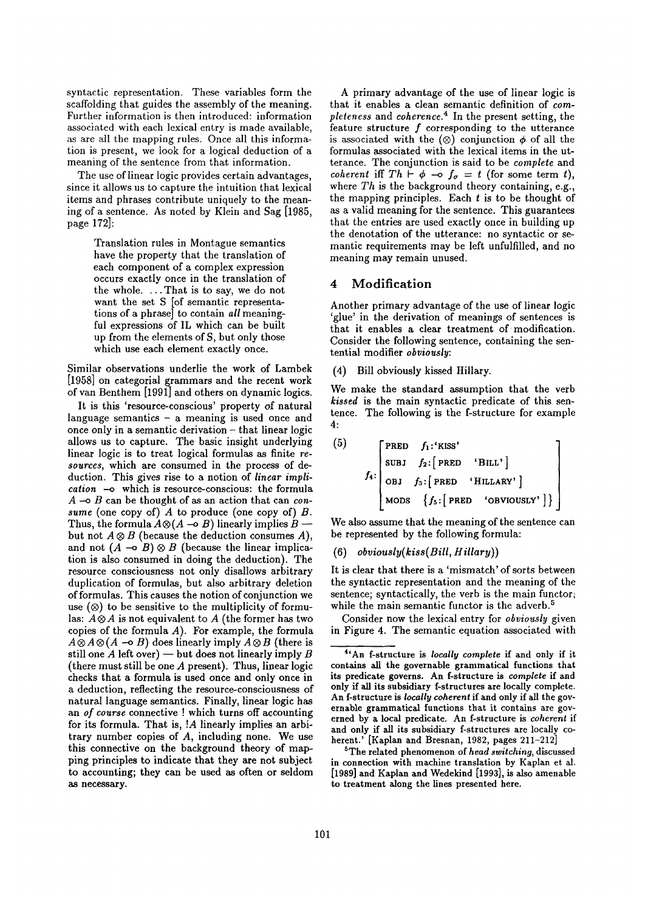syntactic representation. These variables form the scaffolding that guides the assembly of the meaning. Further information is then introduced: information associated with each lexical entry is made available, as are all the mapping rules. Once all this information is present, we look for a logical deduction of a meaning of the sentence from that information.

The use of linear logic provides certain advantages, since it allows us to capture the intuition that lexical items and phrases contribute uniquely to the meaning of a sentence. As noted by Klein and Sag [1985, page 172]:

> Translation rules in Montague semantics have the property that the translation of each component of a complex expression occurs exactly once in the translation of the whole. ...That is to say, we do not want the set S [of semantic representations of a phrase] to contain *all* meaningful expressions of IL which can be built up from the elements of S, but only those which use each element exactly once.

Similar observations underlie the work of Lambek [1958] on categorial grammars and the recent work of van Benthem [1991] and others on dynamic logics.

It is this 'resource-conscious' property of natural language semantics – a meaning is used once and once only in a semantic derivation – that linear logic allows us to capture. The basic insight underlying linear logic is to treat logical formulas as finite *resources*, which are consumed in the process of deduction. This gives rise to a notion of *linear implication* $\multimap$ which is resource-conscious: the formula $A \multimap B$ can be thought of as an action that can *consume* (one copy of) $A$ to produce (one copy of) $B$. Thus, the formula $A \otimes (A \multimap B)$ linearly implies $B$ — but not $A \otimes B$ (because the deduction consumes $A$), and not $(A \multimap B) \otimes B$ (because the linear implication is also consumed in doing the deduction). The resource consciousness not only disallows arbitrary duplication of formulas, but also arbitrary deletion of formulas. This causes the notion of conjunction we use ($\otimes$) to be sensitive to the multiplicity of formulas: $A \otimes A$ is not equivalent to $A$ (the former has two copies of the formula $A$). For example, the formula $A \otimes A \otimes (A \multimap B)$ does linearly imply $A \otimes B$ (there is still one $A$ left over) — but does not linearly imply $B$ (there must still be one $A$ present). Thus, linear logic checks that a formula is used once and only once in a deduction, reflecting the resource-consciousness of natural language semantics. Finally, linear logic has an *of course* connective ! which turns off accounting for its formula. That is, $!A$ linearly implies an arbitrary number copies of $A$, including none. We use this connective on the background theory of mapping principles to indicate that they are not subject to accounting; they can be used as often or seldom as necessary.

A primary advantage of the use of linear logic is that it enables a clean semantic definition of *completeness* and *coherence*.[4] In the present setting, the feature structure $f$ corresponding to the utterance is associated with the ($\otimes$) conjunction $\phi$ of all the formulas associated with the lexical items in the utterance. The conjunction is said to be *complete* and *coherent* iff $Th \vdash \phi \multimap f_\sigma = t$ (for some term $t$), where $Th$ is the background theory containing, e.g., the mapping principles. Each $t$ is to be thought of as a valid meaning for the sentence. This guarantees that the entries are used exactly once in building up the denotation of the utterance: no syntactic or semantic requirements may be left unfulfilled, and no meaning may remain unused.

## 4 Modification

Another primary advantage of the use of linear logic 'glue' in the derivation of meanings of sentences is that it enables a clear treatment of modification. Consider the following sentence, containing the sentential modifier *obviously*:

(4) Bill obviously kissed Hillary.

We make the standard assumption that the verb *kissed* is the main syntactic predicate of this sentence. The following is the f-structure for example 4:

$$(5)\quad f_4:\begin{bmatrix} \text{PRED} & f_1:\text{'KISS'} \\ \text{SUBJ} & f_2:\begin{bmatrix}\text{PRED} & \text{'BILL'}\end{bmatrix} \\ \text{OBJ} & f_3:\begin{bmatrix}\text{PRED} & \text{'HILLARY'}\end{bmatrix} \\ \text{MODS} & \left\{ f_5:\begin{bmatrix}\text{PRED} & \text{'OBVIOUSLY'}\end{bmatrix} \right\} \end{bmatrix}$$

We also assume that the meaning of the sentence can be represented by the following formula:

(6) $obviously(kiss(Bill, Hillary))$

It is clear that there is a 'mismatch' of sorts between the syntactic representation and the meaning of the sentence; syntactically, the verb is the main functor, while the main semantic functor is the adverb.[5]

Consider now the lexical entry for *obviously* given in Figure 4. The semantic equation associated with

---

[4] 'An f-structure is *locally complete* if and only if it contains all the governable grammatical functions that its predicate governs. An f-structure is *complete* if and only if all its subsidiary f-structures are locally complete. An f-structure is *locally coherent* if and only if all the governable grammatical functions that it contains are governed by a local predicate. An f-structure is *coherent* if and only if all its subsidiary f-structures are locally coherent.' [Kaplan and Bresnan, 1982, pages 211–212]

[5] The related phenomenon of *head switching*, discussed in connection with machine translation by Kaplan et al. [1989] and Kaplan and Wedekind [1993], is also amenable to treatment along the lines presented here.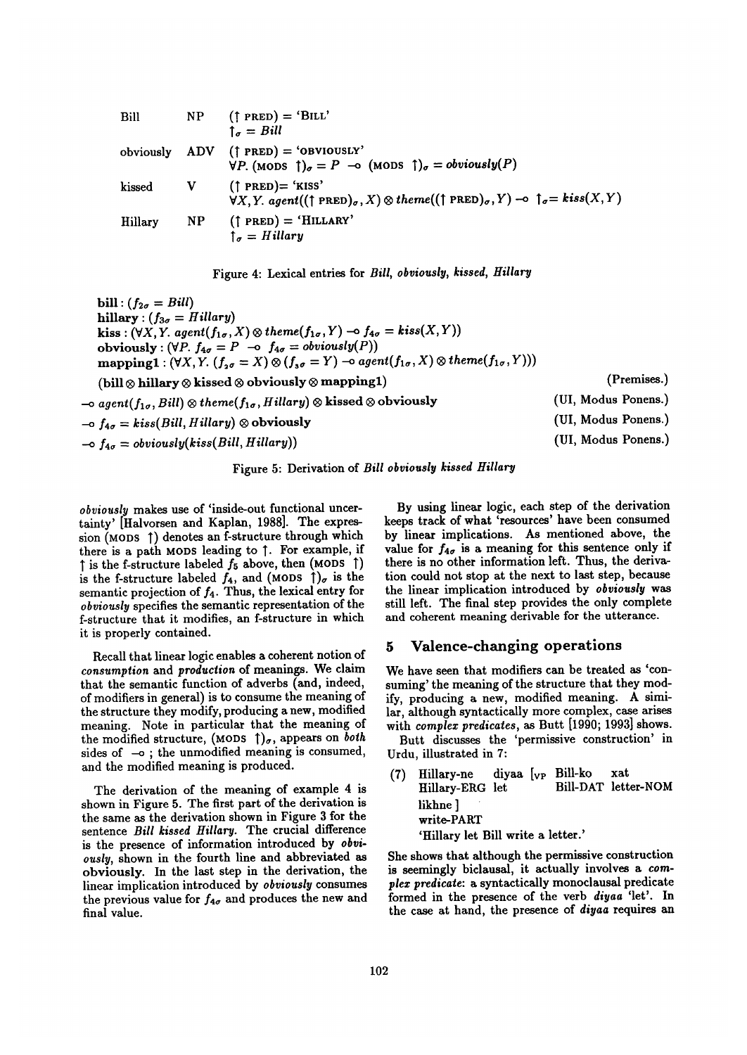| | | |
|---|---|---|
| Bill | NP | $(\uparrow \text{PRED}) = \text{'BILL'}$ <br> $\uparrow_\sigma = \mathit{Bill}$ |
| obviously | ADV | $(\uparrow \text{PRED}) = \text{'OBVIOUSLY'}$ <br> $\forall P.\ (\text{MODS}\ \uparrow)_\sigma = P \multimap (\text{MODS}\ \uparrow)_\sigma = \mathit{obviously}(P)$ |
| kissed | V | $(\uparrow \text{PRED}) = \text{'KISS'}$ <br> $\forall X, Y.\ \mathit{agent}((\uparrow \text{PRED})_\sigma, X) \otimes \mathit{theme}((\uparrow \text{PRED})_\sigma, Y) \multimap \uparrow_\sigma = \mathit{kiss}(X, Y)$ |
| Hillary | NP | $(\uparrow \text{PRED}) = \text{'HILLARY'}$ <br> $\uparrow_\sigma = \mathit{Hillary}$ |

Figure 4: Lexical entries for *Bill, obviously, kissed, Hillary*

$\mathbf{bill} : (f_{2\sigma} = \mathit{Bill})$
$\mathbf{hillary} : (f_{3\sigma} = \mathit{Hillary})$
$\mathbf{kiss} : (\forall X, Y.\ \mathit{agent}(f_{1\sigma}, X) \otimes \mathit{theme}(f_{1\sigma}, Y) \multimap f_{4\sigma} = \mathit{kiss}(X, Y))$
$\mathbf{obviously} : (\forall P.\ f_{4\sigma} = P \multimap f_{4\sigma} = \mathit{obviously}(P))$
$\mathbf{mapping1} : (\forall X, Y.\ (f_{2\sigma} = X) \otimes (f_{3\sigma} = Y) \multimap \mathit{agent}(f_{1\sigma}, X) \otimes \mathit{theme}(f_{1\sigma}, Y)))$

| | |
|---|---|
| $(\mathbf{bill} \otimes \mathbf{hillary} \otimes \mathbf{kissed} \otimes \mathbf{obviously} \otimes \mathbf{mapping1})$ | (Premises.) |
| $\multimap \mathit{agent}(f_{1\sigma}, \mathit{Bill}) \otimes \mathit{theme}(f_{1\sigma}, \mathit{Hillary}) \otimes \mathbf{kissed} \otimes \mathbf{obviously}$ | (UI, Modus Ponens.) |
| $\multimap f_{4\sigma} = \mathit{kiss}(\mathit{Bill}, \mathit{Hillary}) \otimes \mathbf{obviously}$ | (UI, Modus Ponens.) |
| $\multimap f_{4\sigma} = \mathit{obviously}(\mathit{kiss}(\mathit{Bill}, \mathit{Hillary}))$ | (UI, Modus Ponens.) |

Figure 5: Derivation of *Bill obviously kissed Hillary*

*obviously* makes use of 'inside-out functional uncertainty' [Halvorsen and Kaplan, 1988]. The expression (MODS $\uparrow$) denotes an f-structure through which there is a path MODS leading to $\uparrow$. For example, if $\uparrow$ is the f-structure labeled $f_5$ above, then (MODS $\uparrow$) is the f-structure labeled $f_4$, and (MODS $\uparrow)_\sigma$ is the semantic projection of $f_4$. Thus, the lexical entry for *obviously* specifies the semantic representation of the f-structure that it modifies, an f-structure in which it is properly contained.

Recall that linear logic enables a coherent notion of *consumption* and *production* of meanings. We claim that the semantic function of adverbs (and, indeed, of modifiers in general) is to consume the meaning of the structure they modify, producing a new, modified meaning. Note in particular that the meaning of the modified structure, (MODS $\uparrow)_\sigma$, appears on *both* sides of $\multimap$ ; the unmodified meaning is consumed, and the modified meaning is produced.

The derivation of the meaning of example 4 is shown in Figure 5. The first part of the derivation is the same as the derivation shown in Figure 3 for the sentence *Bill kissed Hillary*. The crucial difference is the presence of information introduced by *obviously*, shown in the fourth line and abbreviated as **obviously**. In the last step in the derivation, the linear implication introduced by *obviously* consumes the previous value for $f_{4\sigma}$ and produces the new and final value.

By using linear logic, each step of the derivation keeps track of what 'resources' have been consumed by linear implications. As mentioned above, the value for $f_{4\sigma}$ is a meaning for this sentence only if there is no other information left. Thus, the derivation could not stop at the next to last step, because the linear implication introduced by *obviously* was still left. The final step provides the only complete and coherent meaning derivable for the utterance.

## 5 Valence-changing operations

We have seen that modifiers can be treated as 'consuming' the meaning of the structure that they modify, producing a new, modified meaning. A similar, although syntactically more complex, case arises with *complex predicates*, as Butt [1990; 1993] shows.

Butt discusses the 'permissive construction' in Urdu, illustrated in 7:

(7) Hillary-ne diyaa [VP Bill-ko xat likhne ]
Hillary-ERG let Bill-DAT letter-NOM write-PART
'Hillary let Bill write a letter.'

She shows that although the permissive construction is seemingly biclausal, it actually involves a *complex predicate*: a syntactically monoclausal predicate formed in the presence of the verb *diyaa* 'let'. In the case at hand, the presence of *diyaa* requires an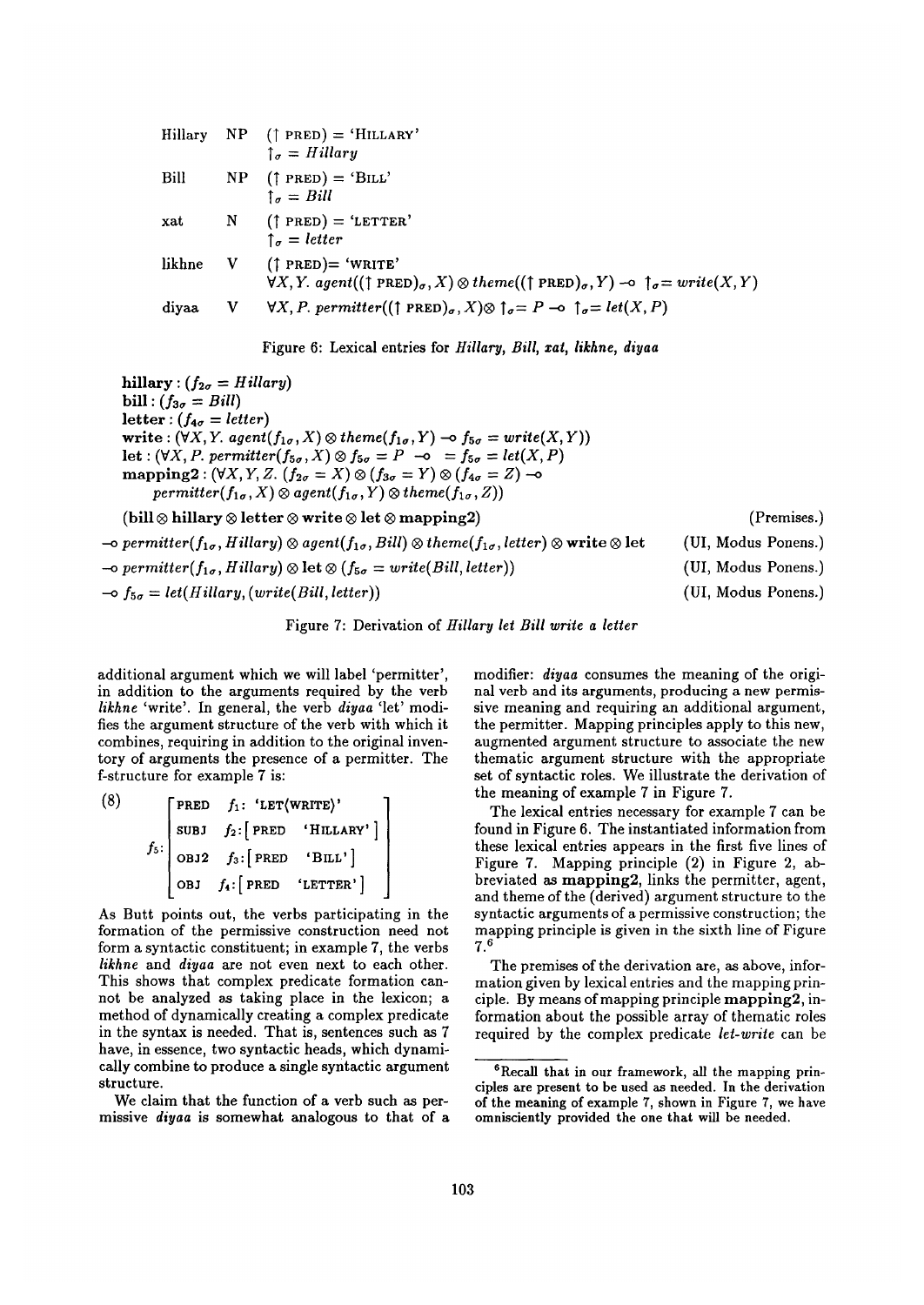| | | |
|---|---|---|
| Hillary | NP | $(\uparrow \text{PRED}) = \text{'HILLARY'}$ <br> $\uparrow_\sigma = Hillary$ |
| Bill | NP | $(\uparrow \text{PRED}) = \text{'BILL'}$ <br> $\uparrow_\sigma = Bill$ |
| xat | N | $(\uparrow \text{PRED}) = \text{'LETTER'}$ <br> $\uparrow_\sigma = letter$ |
| likhne | V | $(\uparrow \text{PRED}) = \text{'WRITE'}$ <br> $\forall X, Y.\ agent((\uparrow \text{PRED})_\sigma, X) \otimes theme((\uparrow \text{PRED})_\sigma, Y) \multimap \uparrow_\sigma = write(X, Y)$ |
| diyaa | V | $\forall X, P.\ permitter((\uparrow \text{PRED})_\sigma, X) \otimes \uparrow_\sigma = P \multimap \uparrow_\sigma = let(X, P)$ |

Figure 6: Lexical entries for *Hillary, Bill, xat, likhne, diyaa*

$\textbf{hillary} : (f_{2\sigma} = Hillary)$
$\textbf{bill} : (f_{3\sigma} = Bill)$
$\textbf{letter} : (f_{4\sigma} = letter)$
$\textbf{write} : (\forall X, Y.\ agent(f_{1\sigma}, X) \otimes theme(f_{1\sigma}, Y) \multimap f_{5\sigma} = write(X, Y))$
$\textbf{let} : (\forall X, P.\ permitter(f_{5\sigma}, X) \otimes f_{5\sigma} = P \multimap = f_{5\sigma} = let(X, P)$
$\textbf{mapping2} : (\forall X, Y, Z.\ (f_{2\sigma} = X) \otimes (f_{3\sigma} = Y) \otimes (f_{4\sigma} = Z) \multimap$
$\quad permitter(f_{1\sigma}, X) \otimes agent(f_{1\sigma}, Y) \otimes theme(f_{1\sigma}, Z))$

| | |
|---|---|
| $(\textbf{bill} \otimes \textbf{hillary} \otimes \textbf{letter} \otimes \textbf{write} \otimes \textbf{let} \otimes \textbf{mapping2})$ | (Premises.) |
| $\multimap permitter(f_{1\sigma}, Hillary) \otimes agent(f_{1\sigma}, Bill) \otimes theme(f_{1\sigma}, letter) \otimes \textbf{write} \otimes \textbf{let}$ | (UI, Modus Ponens.) |
| $\multimap permitter(f_{1\sigma}, Hillary) \otimes \textbf{let} \otimes (f_{5\sigma} = write(Bill, letter))$ | (UI, Modus Ponens.) |
| $\multimap f_{5\sigma} = let(Hillary, (write(Bill, letter))$ | (UI, Modus Ponens.) |

Figure 7: Derivation of *Hillary let Bill write a letter*

additional argument which we will label 'permitter', in addition to the arguments required by the verb *likhne* 'write'. In general, the verb *diyaa* 'let' modifies the argument structure of the verb with which it combines, requiring in addition to the original inventory of arguments the presence of a permitter. The f-structure for example 7 is:

(8)
$$f_5: \begin{bmatrix} \text{PRED} & f_1\text{: 'LET}\langle\text{WRITE}\rangle\text{'} \\ \text{SUBJ} & f_2\text{:}\begin{bmatrix}\text{PRED} & \text{'HILLARY'}\end{bmatrix} \\ \text{OBJ2} & f_3\text{:}\begin{bmatrix}\text{PRED} & \text{'BILL'}\end{bmatrix} \\ \text{OBJ} & f_4\text{:}\begin{bmatrix}\text{PRED} & \text{'LETTER'}\end{bmatrix} \end{bmatrix}$$

As Butt points out, the verbs participating in the formation of the permissive construction need not form a syntactic constituent; in example 7, the verbs *likhne* and *diyaa* are not even next to each other. This shows that complex predicate formation cannot be analyzed as taking place in the lexicon; a method of dynamically creating a complex predicate in the syntax is needed. That is, sentences such as 7 have, in essence, two syntactic heads, which dynamically combine to produce a single syntactic argument structure.

We claim that the function of a verb such as permissive *diyaa* is somewhat analogous to that of a modifier: *diyaa* consumes the meaning of the original verb and its arguments, producing a new permissive meaning and requiring an additional argument, the permitter. Mapping principles apply to this new, augmented argument structure to associate the new thematic argument structure with the appropriate set of syntactic roles. We illustrate the derivation of the meaning of example 7 in Figure 7.

The lexical entries necessary for example 7 can be found in Figure 6. The instantiated information from these lexical entries appears in the first five lines of Figure 7. Mapping principle (2) in Figure 2, abbreviated as **mapping2**, links the permitter, agent, and theme of the (derived) argument structure to the syntactic arguments of a permissive construction; the mapping principle is given in the sixth line of Figure 7.[6]

The premises of the derivation are, as above, information given by lexical entries and the mapping principle. By means of mapping principle **mapping2**, information about the possible array of thematic roles required by the complex predicate *let-write* can be

[6] Recall that in our framework, all the mapping principles are present to be used as needed. In the derivation of the meaning of example 7, shown in Figure 7, we have omnisciently provided the one that will be needed.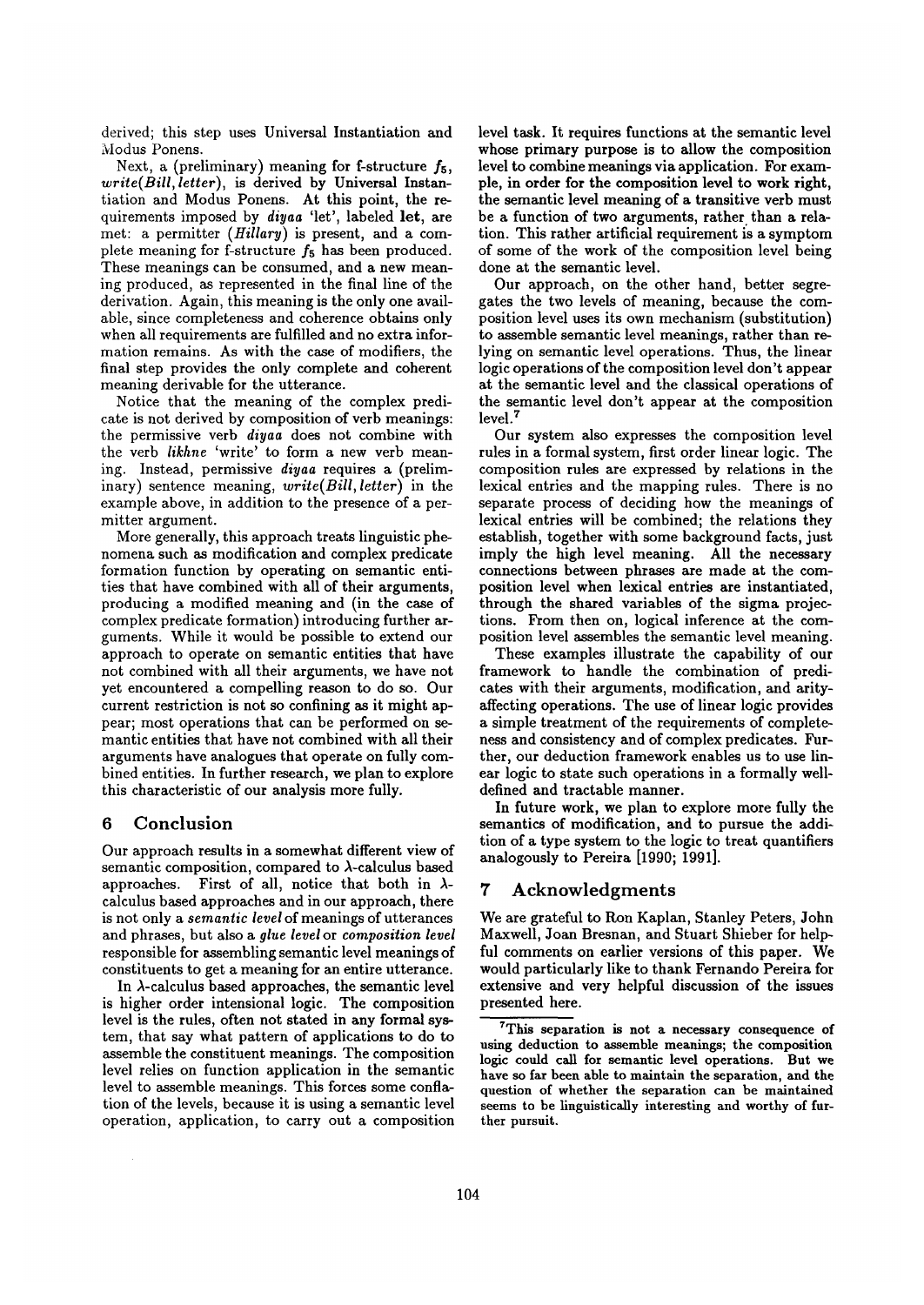derived; this step uses Universal Instantiation and Modus Ponens.

Next, a (preliminary) meaning for f-structure $f_5$, *write*(*Bill*, *letter*), is derived by Universal Instantiation and Modus Ponens. At this point, the requirements imposed by *diyaa* 'let', labeled **let**, are met: a permitter (*Hillary*) is present, and a complete meaning for f-structure $f_5$ has been produced. These meanings can be consumed, and a new meaning produced, as represented in the final line of the derivation. Again, this meaning is the only one available, since completeness and coherence obtains only when all requirements are fulfilled and no extra information remains. As with the case of modifiers, the final step provides the only complete and coherent meaning derivable for the utterance.

Notice that the meaning of the complex predicate is not derived by composition of verb meanings: the permissive verb *diyaa* does not combine with the verb *likhne* 'write' to form a new verb meaning. Instead, permissive *diyaa* requires a (preliminary) sentence meaning, *write*(*Bill*, *letter*) in the example above, in addition to the presence of a permitter argument.

More generally, this approach treats linguistic phenomena such as modification and complex predicate formation function by operating on semantic entities that have combined with all of their arguments, producing a modified meaning and (in the case of complex predicate formation) introducing further arguments. While it would be possible to extend our approach to operate on semantic entities that have not combined with all their arguments, we have not yet encountered a compelling reason to do so. Our current restriction is not so confining as it might appear; most operations that can be performed on semantic entities that have not combined with all their arguments have analogues that operate on fully combined entities. In further research, we plan to explore this characteristic of our analysis more fully.

## 6 Conclusion

Our approach results in a somewhat different view of semantic composition, compared to $\lambda$-calculus based approaches. First of all, notice that both in $\lambda$-calculus based approaches and in our approach, there is not only a *semantic level* of meanings of utterances and phrases, but also a *glue level* or *composition level* responsible for assembling semantic level meanings of constituents to get a meaning for an entire utterance.

In $\lambda$-calculus based approaches, the semantic level is higher order intensional logic. The composition level is the rules, often not stated in any formal system, that say what pattern of applications to do to assemble the constituent meanings. The composition level relies on function application in the semantic level to assemble meanings. This forces some conflation of the levels, because it is using a semantic level operation, application, to carry out a composition level task. It requires functions at the semantic level whose primary purpose is to allow the composition level to combine meanings via application. For example, in order for the composition level to work right, the semantic level meaning of a transitive verb must be a function of two arguments, rather than a relation. This rather artificial requirement is a symptom of some of the work of the composition level being done at the semantic level.

Our approach, on the other hand, better segregates the two levels of meaning, because the composition level uses its own mechanism (substitution) to assemble semantic level meanings, rather than relying on semantic level operations. Thus, the linear logic operations of the composition level don't appear at the semantic level and the classical operations of the semantic level don't appear at the composition level.[7]

Our system also expresses the composition level rules in a formal system, first order linear logic. The composition rules are expressed by relations in the lexical entries and the mapping rules. There is no separate process of deciding how the meanings of lexical entries will be combined; the relations they establish, together with some background facts, just imply the high level meaning. All the necessary connections between phrases are made at the composition level when lexical entries are instantiated, through the shared variables of the sigma projections. From then on, logical inference at the composition level assembles the semantic level meaning.

These examples illustrate the capability of our framework to handle the combination of predicates with their arguments, modification, and arity-affecting operations. The use of linear logic provides a simple treatment of the requirements of completeness and consistency and of complex predicates. Further, our deduction framework enables us to use linear logic to state such operations in a formally well-defined and tractable manner.

In future work, we plan to explore more fully the semantics of modification, and to pursue the addition of a type system to the logic to treat quantifiers analogously to Pereira [1990; 1991].

## 7 Acknowledgments

We are grateful to Ron Kaplan, Stanley Peters, John Maxwell, Joan Bresnan, and Stuart Shieber for helpful comments on earlier versions of this paper. We would particularly like to thank Fernando Pereira for extensive and very helpful discussion of the issues presented here.

[7] This separation is not a necessary consequence of using deduction to assemble meanings; the composition logic could call for semantic level operations. But we have so far been able to maintain the separation, and the question of whether the separation can be maintained seems to be linguistically interesting and worthy of further pursuit.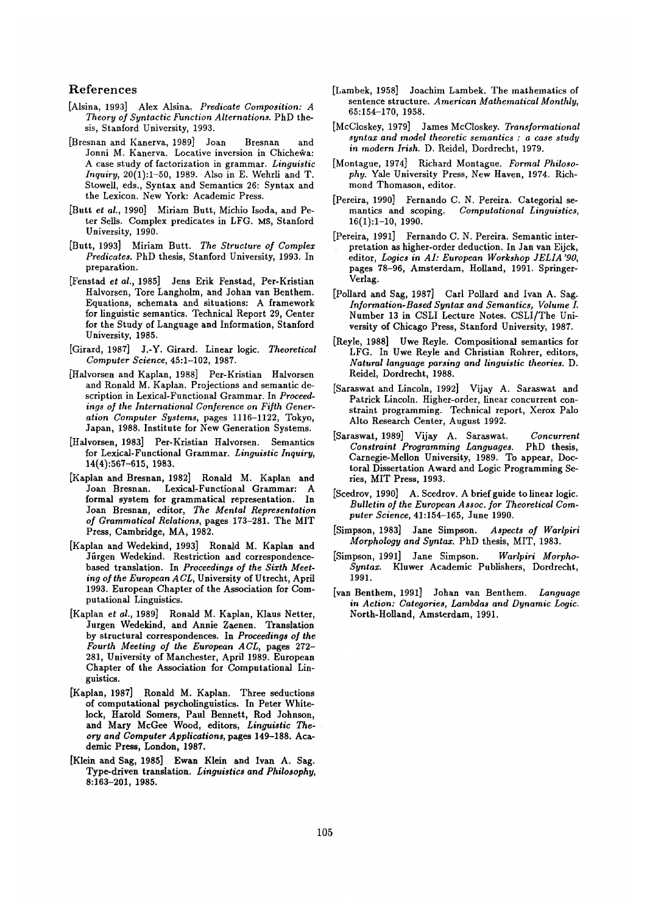## References

[Alsina, 1993] Alex Alsina. *Predicate Composition: A Theory of Syntactic Function Alternations.* PhD thesis, Stanford University, 1993.

[Bresnan and Kanerva, 1989] Joan Bresnan and Jonni M. Kanerva. Locative inversion in Chicheŵa: A case study of factorization in grammar. *Linguistic Inquiry*, 20(1):1–50, 1989. Also in E. Wehrli and T. Stowell, eds., Syntax and Semantics 26: Syntax and the Lexicon. New York: Academic Press.

[Butt *et al.*, 1990] Miriam Butt, Michio Isoda, and Peter Sells. Complex predicates in LFG. MS, Stanford University, 1990.

[Butt, 1993] Miriam Butt. *The Structure of Complex Predicates.* PhD thesis, Stanford University, 1993. In preparation.

[Fenstad *et al.*, 1985] Jens Erik Fenstad, Per-Kristian Halvorsen, Tore Langholm, and Johan van Benthem. Equations, schemata and situations: A framework for linguistic semantics. Technical Report 29, Center for the Study of Language and Information, Stanford University, 1985.

[Girard, 1987] J.-Y. Girard. Linear logic. *Theoretical Computer Science*, 45:1–102, 1987.

[Halvorsen and Kaplan, 1988] Per-Kristian Halvorsen and Ronald M. Kaplan. Projections and semantic description in Lexical-Functional Grammar. In *Proceedings of the International Conference on Fifth Generation Computer Systems*, pages 1116–1122, Tokyo, Japan, 1988. Institute for New Generation Systems.

[Halvorsen, 1983] Per-Kristian Halvorsen. Semantics for Lexical-Functional Grammar. *Linguistic Inquiry*, 14(4):567–615, 1983.

[Kaplan and Bresnan, 1982] Ronald M. Kaplan and Joan Bresnan. Lexical-Functional Grammar: A formal system for grammatical representation. In Joan Bresnan, editor, *The Mental Representation of Grammatical Relations*, pages 173–281. The MIT Press, Cambridge, MA, 1982.

[Kaplan and Wedekind, 1993] Ronald M. Kaplan and Jürgen Wedekind. Restriction and correspondence-based translation. In *Proceedings of the Sixth Meeting of the European ACL*, University of Utrecht, April 1993. European Chapter of the Association for Computational Linguistics.

[Kaplan *et al.*, 1989] Ronald M. Kaplan, Klaus Netter, Jurgen Wedekind, and Annie Zaenen. Translation by structural correspondences. In *Proceedings of the Fourth Meeting of the European ACL*, pages 272–281, University of Manchester, April 1989. European Chapter of the Association for Computational Linguistics.

[Kaplan, 1987] Ronald M. Kaplan. Three seductions of computational psycholinguistics. In Peter Whitelock, Harold Somers, Paul Bennett, Rod Johnson, and Mary McGee Wood, editors, *Linguistic Theory and Computer Applications*, pages 149–188. Academic Press, London, 1987.

[Klein and Sag, 1985] Ewan Klein and Ivan A. Sag. Type-driven translation. *Linguistics and Philosophy*, 8:163–201, 1985.

[Lambek, 1958] Joachim Lambek. The mathematics of sentence structure. *American Mathematical Monthly*, 65:154–170, 1958.

[McCloskey, 1979] James McCloskey. *Transformational syntax and model theoretic semantics : a case study in modern Irish.* D. Reidel, Dordrecht, 1979.

[Montague, 1974] Richard Montague. *Formal Philosophy.* Yale University Press, New Haven, 1974. Richmond Thomason, editor.

[Pereira, 1990] Fernando C. N. Pereira. Categorial semantics and scoping. *Computational Linguistics*, 16(1):1–10, 1990.

[Pereira, 1991] Fernando C. N. Pereira. Semantic interpretation as higher-order deduction. In Jan van Eijck, editor, *Logics in AI: European Workshop JELIA'90*, pages 78–96, Amsterdam, Holland, 1991. Springer-Verlag.

[Pollard and Sag, 1987] Carl Pollard and Ivan A. Sag. *Information-Based Syntax and Semantics, Volume I.* Number 13 in CSLI Lecture Notes. CSLI/The University of Chicago Press, Stanford University, 1987.

[Reyle, 1988] Uwe Reyle. Compositional semantics for LFG. In Uwe Reyle and Christian Rohrer, editors, *Natural language parsing and linguistic theories.* D. Reidel, Dordrecht, 1988.

[Saraswat and Lincoln, 1992] Vijay A. Saraswat and Patrick Lincoln. Higher-order, linear concurrent constraint programming. Technical report, Xerox Palo Alto Research Center, August 1992.

[Saraswat, 1989] Vijay A. Saraswat. *Concurrent Constraint Programming Languages.* PhD thesis, Carnegie-Mellon University, 1989. To appear, Doctoral Dissertation Award and Logic Programming Series, MIT Press, 1993.

[Scedrov, 1990] A. Scedrov. A brief guide to linear logic. *Bulletin of the European Assoc. for Theoretical Computer Science*, 41:154–165, June 1990.

[Simpson, 1983] Jane Simpson. *Aspects of Warlpiri Morphology and Syntax.* PhD thesis, MIT, 1983.

[Simpson, 1991] Jane Simpson. *Warlpiri Morpho-Syntax.* Kluwer Academic Publishers, Dordrecht, 1991.

[van Benthem, 1991] Johan van Benthem. *Language in Action: Categories, Lambdas and Dynamic Logic.* North-Holland, Amsterdam, 1991.